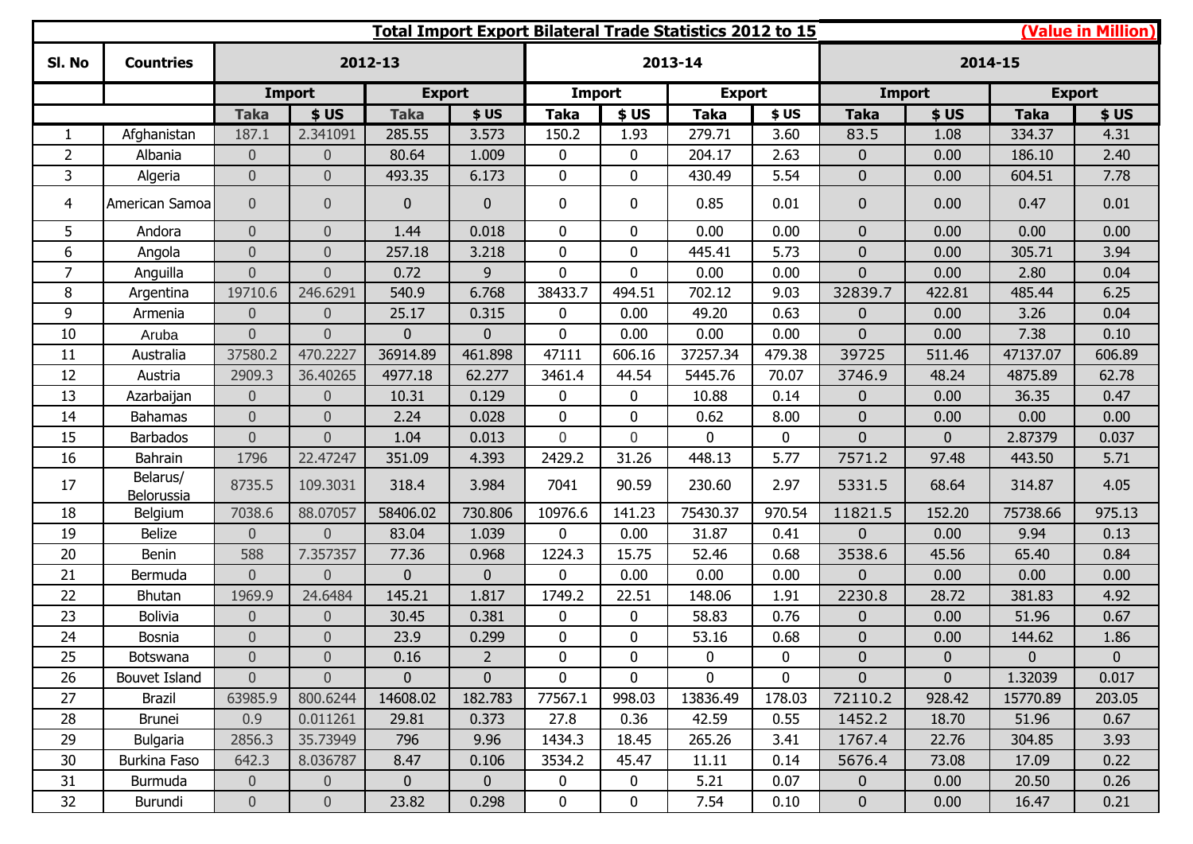# Total Import Export Bilateral Trade Statistics 2012 to 15

(Value in Million)

| Sl. No | Countries | 2012-13 | | | | 2013-14 | | | | 2014-15 | | | |
|---|---|---|---|---|---|---|---|---|---|---|---|---|---|
| | | Import | | Export | | Import | | Export | | Import | | Export | |
| | | Taka | $ US | Taka | $ US | Taka | $ US | Taka | $ US | Taka | $ US | Taka | $ US |
| 1 | Afghanistan | 187.1 | 2.341091 | 285.55 | 3.573 | 150.2 | 1.93 | 279.71 | 3.60 | 83.5 | 1.08 | 334.37 | 4.31 |
| 2 | Albania | 0 | 0 | 80.64 | 1.009 | 0 | 0 | 204.17 | 2.63 | 0 | 0.00 | 186.10 | 2.40 |
| 3 | Algeria | 0 | 0 | 493.35 | 6.173 | 0 | 0 | 430.49 | 5.54 | 0 | 0.00 | 604.51 | 7.78 |
| 4 | American Samoa | 0 | 0 | 0 | 0 | 0 | 0 | 0.85 | 0.01 | 0 | 0.00 | 0.47 | 0.01 |
| 5 | Andora | 0 | 0 | 1.44 | 0.018 | 0 | 0 | 0.00 | 0.00 | 0 | 0.00 | 0.00 | 0.00 |
| 6 | Angola | 0 | 0 | 257.18 | 3.218 | 0 | 0 | 445.41 | 5.73 | 0 | 0.00 | 305.71 | 3.94 |
| 7 | Anguilla | 0 | 0 | 0.72 | 9 | 0 | 0 | 0.00 | 0.00 | 0 | 0.00 | 2.80 | 0.04 |
| 8 | Argentina | 19710.6 | 246.6291 | 540.9 | 6.768 | 38433.7 | 494.51 | 702.12 | 9.03 | 32839.7 | 422.81 | 485.44 | 6.25 |
| 9 | Armenia | 0 | 0 | 25.17 | 0.315 | 0 | 0.00 | 49.20 | 0.63 | 0 | 0.00 | 3.26 | 0.04 |
| 10 | Aruba | 0 | 0 | 0 | 0 | 0 | 0.00 | 0.00 | 0.00 | 0 | 0.00 | 7.38 | 0.10 |
| 11 | Australia | 37580.2 | 470.2227 | 36914.89 | 461.898 | 47111 | 606.16 | 37257.34 | 479.38 | 39725 | 511.46 | 47137.07 | 606.89 |
| 12 | Austria | 2909.3 | 36.40265 | 4977.18 | 62.277 | 3461.4 | 44.54 | 5445.76 | 70.07 | 3746.9 | 48.24 | 4875.89 | 62.78 |
| 13 | Azarbaijan | 0 | 0 | 10.31 | 0.129 | 0 | 0 | 10.88 | 0.14 | 0 | 0.00 | 36.35 | 0.47 |
| 14 | Bahamas | 0 | 0 | 2.24 | 0.028 | 0 | 0 | 0.62 | 8.00 | 0 | 0.00 | 0.00 | 0.00 |
| 15 | Barbados | 0 | 0 | 1.04 | 0.013 | 0 | 0 | 0 | 0 | 0 | 0 | 2.87379 | 0.037 |
| 16 | Bahrain | 1796 | 22.47247 | 351.09 | 4.393 | 2429.2 | 31.26 | 448.13 | 5.77 | 7571.2 | 97.48 | 443.50 | 5.71 |
| 17 | Belarus/ Belorussia | 8735.5 | 109.3031 | 318.4 | 3.984 | 7041 | 90.59 | 230.60 | 2.97 | 5331.5 | 68.64 | 314.87 | 4.05 |
| 18 | Belgium | 7038.6 | 88.07057 | 58406.02 | 730.806 | 10976.6 | 141.23 | 75430.37 | 970.54 | 11821.5 | 152.20 | 75738.66 | 975.13 |
| 19 | Belize | 0 | 0 | 83.04 | 1.039 | 0 | 0.00 | 31.87 | 0.41 | 0 | 0.00 | 9.94 | 0.13 |
| 20 | Benin | 588 | 7.357357 | 77.36 | 0.968 | 1224.3 | 15.75 | 52.46 | 0.68 | 3538.6 | 45.56 | 65.40 | 0.84 |
| 21 | Bermuda | 0 | 0 | 0 | 0 | 0 | 0.00 | 0.00 | 0.00 | 0 | 0.00 | 0.00 | 0.00 |
| 22 | Bhutan | 1969.9 | 24.6484 | 145.21 | 1.817 | 1749.2 | 22.51 | 148.06 | 1.91 | 2230.8 | 28.72 | 381.83 | 4.92 |
| 23 | Bolivia | 0 | 0 | 30.45 | 0.381 | 0 | 0 | 58.83 | 0.76 | 0 | 0.00 | 51.96 | 0.67 |
| 24 | Bosnia | 0 | 0 | 23.9 | 0.299 | 0 | 0 | 53.16 | 0.68 | 0 | 0.00 | 144.62 | 1.86 |
| 25 | Botswana | 0 | 0 | 0.16 | 2 | 0 | 0 | 0 | 0 | 0 | 0 | 0 | 0 |
| 26 | Bouvet Island | 0 | 0 | 0 | 0 | 0 | 0 | 0 | 0 | 0 | 0 | 1.32039 | 0.017 |
| 27 | Brazil | 63985.9 | 800.6244 | 14608.02 | 182.783 | 77567.1 | 998.03 | 13836.49 | 178.03 | 72110.2 | 928.42 | 15770.89 | 203.05 |
| 28 | Brunei | 0.9 | 0.011261 | 29.81 | 0.373 | 27.8 | 0.36 | 42.59 | 0.55 | 1452.2 | 18.70 | 51.96 | 0.67 |
| 29 | Bulgaria | 2856.3 | 35.73949 | 796 | 9.96 | 1434.3 | 18.45 | 265.26 | 3.41 | 1767.4 | 22.76 | 304.85 | 3.93 |
| 30 | Burkina Faso | 642.3 | 8.036787 | 8.47 | 0.106 | 3534.2 | 45.47 | 11.11 | 0.14 | 5676.4 | 73.08 | 17.09 | 0.22 |
| 31 | Burmuda | 0 | 0 | 0 | 0 | 0 | 0 | 5.21 | 0.07 | 0 | 0.00 | 20.50 | 0.26 |
| 32 | Burundi | 0 | 0 | 23.82 | 0.298 | 0 | 0 | 7.54 | 0.10 | 0 | 0.00 | 16.47 | 0.21 |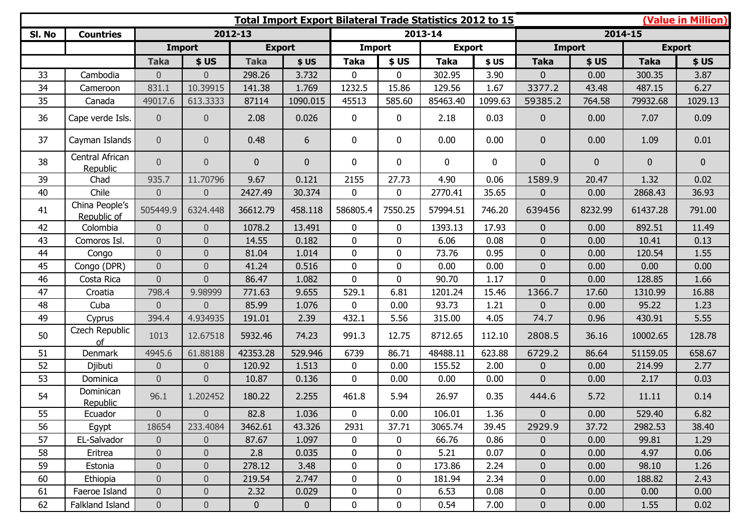| **Total Import Export Bilateral Trade Statistics 2012 to 15** | | | | | | | | | | | | | **(Value in Million)** |
|---|---|---|---|---|---|---|---|---|---|---|---|---|---|
| **Sl. No** | **Countries** | **2012-13** | | | | **2013-14** | | | | **2014-15** | | | |
| | | **Import** | | **Export** | | **Import** | | **Export** | | **Import** | | **Export** | |
| | | **Taka** | **$ US** | **Taka** | **$ US** | **Taka** | **$ US** | **Taka** | **$ US** | **Taka** | **$ US** | **Taka** | **$ US** |
| 33 | Cambodia | 0 | 0 | 298.26 | 3.732 | 0 | 0 | 302.95 | 3.90 | 0 | 0.00 | 300.35 | 3.87 |
| 34 | Cameroon | 831.1 | 10.39915 | 141.38 | 1.769 | 1232.5 | 15.86 | 129.56 | 1.67 | 3377.2 | 43.48 | 487.15 | 6.27 |
| 35 | Canada | 49017.6 | 613.3333 | 87114 | 1090.015 | 45513 | 585.60 | 85463.40 | 1099.63 | 59385.2 | 764.58 | 79932.68 | 1029.13 |
| 36 | Cape verde Isls. | 0 | 0 | 2.08 | 0.026 | 0 | 0 | 2.18 | 0.03 | 0 | 0.00 | 7.07 | 0.09 |
| 37 | Cayman Islands | 0 | 0 | 0.48 | 6 | 0 | 0 | 0.00 | 0.00 | 0 | 0.00 | 1.09 | 0.01 |
| 38 | Central African Republic | 0 | 0 | 0 | 0 | 0 | 0 | 0 | 0 | 0 | 0 | 0 | 0 |
| 39 | Chad | 935.7 | 11.70796 | 9.67 | 0.121 | 2155 | 27.73 | 4.90 | 0.06 | 1589.9 | 20.47 | 1.32 | 0.02 |
| 40 | Chile | 0 | 0 | 2427.49 | 30.374 | 0 | 0 | 2770.41 | 35.65 | 0 | 0.00 | 2868.43 | 36.93 |
| 41 | China People's Republic of | 505449.9 | 6324.448 | 36612.79 | 458.118 | 586805.4 | 7550.25 | 57994.51 | 746.20 | 639456 | 8232.99 | 61437.28 | 791.00 |
| 42 | Colombia | 0 | 0 | 1078.2 | 13.491 | 0 | 0 | 1393.13 | 17.93 | 0 | 0.00 | 892.51 | 11.49 |
| 43 | Comoros Isl. | 0 | 0 | 14.55 | 0.182 | 0 | 0 | 6.06 | 0.08 | 0 | 0.00 | 10.41 | 0.13 |
| 44 | Congo | 0 | 0 | 81.04 | 1.014 | 0 | 0 | 73.76 | 0.95 | 0 | 0.00 | 120.54 | 1.55 |
| 45 | Congo (DPR) | 0 | 0 | 41.24 | 0.516 | 0 | 0 | 0.00 | 0.00 | 0 | 0.00 | 0.00 | 0.00 |
| 46 | Costa Rica | 0 | 0 | 86.47 | 1.082 | 0 | 0 | 90.70 | 1.17 | 0 | 0.00 | 128.85 | 1.66 |
| 47 | Croatia | 798.4 | 9.98999 | 771.63 | 9.655 | 529.1 | 6.81 | 1201.24 | 15.46 | 1366.7 | 17.60 | 1310.99 | 16.88 |
| 48 | Cuba | 0 | 0 | 85.99 | 1.076 | 0 | 0.00 | 93.73 | 1.21 | 0 | 0.00 | 95.22 | 1.23 |
| 49 | Cyprus | 394.4 | 4.934935 | 191.01 | 2.39 | 432.1 | 5.56 | 315.00 | 4.05 | 74.7 | 0.96 | 430.91 | 5.55 |
| 50 | Czech Republic of | 1013 | 12.67518 | 5932.46 | 74.23 | 991.3 | 12.75 | 8712.65 | 112.10 | 2808.5 | 36.16 | 10002.65 | 128.78 |
| 51 | Denmark | 4945.6 | 61.88188 | 42353.28 | 529.946 | 6739 | 86.71 | 48488.11 | 623.88 | 6729.2 | 86.64 | 51159.05 | 658.67 |
| 52 | Djibuti | 0 | 0 | 120.92 | 1.513 | 0 | 0.00 | 155.52 | 2.00 | 0 | 0.00 | 214.99 | 2.77 |
| 53 | Dominica | 0 | 0 | 10.87 | 0.136 | 0 | 0.00 | 0.00 | 0.00 | 0 | 0.00 | 2.17 | 0.03 |
| 54 | Dominican Republic | 96.1 | 1.202452 | 180.22 | 2.255 | 461.8 | 5.94 | 26.97 | 0.35 | 444.6 | 5.72 | 11.11 | 0.14 |
| 55 | Ecuador | 0 | 0 | 82.8 | 1.036 | 0 | 0.00 | 106.01 | 1.36 | 0 | 0.00 | 529.40 | 6.82 |
| 56 | Egypt | 18654 | 233.4084 | 3462.61 | 43.326 | 2931 | 37.71 | 3065.74 | 39.45 | 2929.9 | 37.72 | 2982.53 | 38.40 |
| 57 | EL-Salvador | 0 | 0 | 87.67 | 1.097 | 0 | 0 | 66.76 | 0.86 | 0 | 0.00 | 99.81 | 1.29 |
| 58 | Eritrea | 0 | 0 | 2.8 | 0.035 | 0 | 0 | 5.21 | 0.07 | 0 | 0.00 | 4.97 | 0.06 |
| 59 | Estonia | 0 | 0 | 278.12 | 3.48 | 0 | 0 | 173.86 | 2.24 | 0 | 0.00 | 98.10 | 1.26 |
| 60 | Ethiopia | 0 | 0 | 219.54 | 2.747 | 0 | 0 | 181.94 | 2.34 | 0 | 0.00 | 188.82 | 2.43 |
| 61 | Faeroe Island | 0 | 0 | 2.32 | 0.029 | 0 | 0 | 6.53 | 0.08 | 0 | 0.00 | 0.00 | 0.00 |
| 62 | Falkland Island | 0 | 0 | 0 | 0 | 0 | 0 | 0.54 | 7.00 | 0 | 0.00 | 1.55 | 0.02 |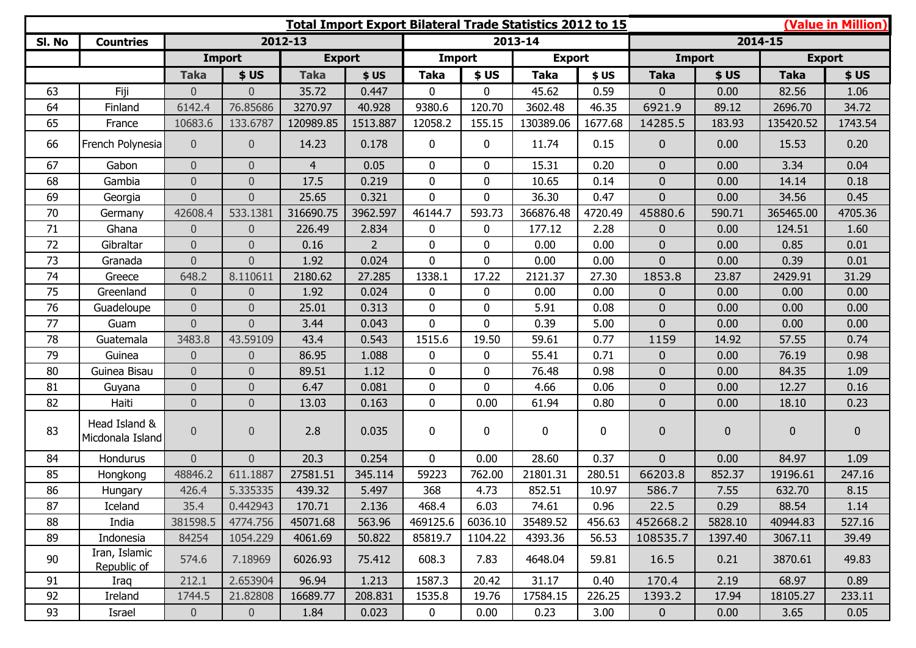| **Total Import Export Bilateral Trade Statistics 2012 to 15** | | | | | | | | | | | | | **(Value in Million)** |
|---|---|---|---|---|---|---|---|---|---|---|---|---|---|
| **Sl. No** | **Countries** | **2012-13** | | | | **2013-14** | | | | **2014-15** | | | |
| | | **Import** | | **Export** | | **Import** | | **Export** | | **Import** | | **Export** | |
| | | **Taka** | **$ US** | **Taka** | **$ US** | **Taka** | **$ US** | **Taka** | **$ US** | **Taka** | **$ US** | **Taka** | **$ US** |
| 63 | Fiji | 0 | 0 | 35.72 | 0.447 | 0 | 0 | 45.62 | 0.59 | 0 | 0.00 | 82.56 | 1.06 |
| 64 | Finland | 6142.4 | 76.85686 | 3270.97 | 40.928 | 9380.6 | 120.70 | 3602.48 | 46.35 | 6921.9 | 89.12 | 2696.70 | 34.72 |
| 65 | France | 10683.6 | 133.6787 | 120989.85 | 1513.887 | 12058.2 | 155.15 | 130389.06 | 1677.68 | 14285.5 | 183.93 | 135420.52 | 1743.54 |
| 66 | French Polynesia | 0 | 0 | 14.23 | 0.178 | 0 | 0 | 11.74 | 0.15 | 0 | 0.00 | 15.53 | 0.20 |
| 67 | Gabon | 0 | 0 | 4 | 0.05 | 0 | 0 | 15.31 | 0.20 | 0 | 0.00 | 3.34 | 0.04 |
| 68 | Gambia | 0 | 0 | 17.5 | 0.219 | 0 | 0 | 10.65 | 0.14 | 0 | 0.00 | 14.14 | 0.18 |
| 69 | Georgia | 0 | 0 | 25.65 | 0.321 | 0 | 0 | 36.30 | 0.47 | 0 | 0.00 | 34.56 | 0.45 |
| 70 | Germany | 42608.4 | 533.1381 | 316690.75 | 3962.597 | 46144.7 | 593.73 | 366876.48 | 4720.49 | 45880.6 | 590.71 | 365465.00 | 4705.36 |
| 71 | Ghana | 0 | 0 | 226.49 | 2.834 | 0 | 0 | 177.12 | 2.28 | 0 | 0.00 | 124.51 | 1.60 |
| 72 | Gibraltar | 0 | 0 | 0.16 | 2 | 0 | 0 | 0.00 | 0.00 | 0 | 0.00 | 0.85 | 0.01 |
| 73 | Granada | 0 | 0 | 1.92 | 0.024 | 0 | 0 | 0.00 | 0.00 | 0 | 0.00 | 0.39 | 0.01 |
| 74 | Greece | 648.2 | 8.110611 | 2180.62 | 27.285 | 1338.1 | 17.22 | 2121.37 | 27.30 | 1853.8 | 23.87 | 2429.91 | 31.29 |
| 75 | Greenland | 0 | 0 | 1.92 | 0.024 | 0 | 0 | 0.00 | 0.00 | 0 | 0.00 | 0.00 | 0.00 |
| 76 | Guadeloupe | 0 | 0 | 25.01 | 0.313 | 0 | 0 | 5.91 | 0.08 | 0 | 0.00 | 0.00 | 0.00 |
| 77 | Guam | 0 | 0 | 3.44 | 0.043 | 0 | 0 | 0.39 | 5.00 | 0 | 0.00 | 0.00 | 0.00 |
| 78 | Guatemala | 3483.8 | 43.59109 | 43.4 | 0.543 | 1515.6 | 19.50 | 59.61 | 0.77 | 1159 | 14.92 | 57.55 | 0.74 |
| 79 | Guinea | 0 | 0 | 86.95 | 1.088 | 0 | 0 | 55.41 | 0.71 | 0 | 0.00 | 76.19 | 0.98 |
| 80 | Guinea Bisau | 0 | 0 | 89.51 | 1.12 | 0 | 0 | 76.48 | 0.98 | 0 | 0.00 | 84.35 | 1.09 |
| 81 | Guyana | 0 | 0 | 6.47 | 0.081 | 0 | 0 | 4.66 | 0.06 | 0 | 0.00 | 12.27 | 0.16 |
| 82 | Haiti | 0 | 0 | 13.03 | 0.163 | 0 | 0.00 | 61.94 | 0.80 | 0 | 0.00 | 18.10 | 0.23 |
| 83 | Head Island & Micdonala Island | 0 | 0 | 2.8 | 0.035 | 0 | 0 | 0 | 0 | 0 | 0 | 0 | 0 |
| 84 | Hondurus | 0 | 0 | 20.3 | 0.254 | 0 | 0.00 | 28.60 | 0.37 | 0 | 0.00 | 84.97 | 1.09 |
| 85 | Hongkong | 48846.2 | 611.1887 | 27581.51 | 345.114 | 59223 | 762.00 | 21801.31 | 280.51 | 66203.8 | 852.37 | 19196.61 | 247.16 |
| 86 | Hungary | 426.4 | 5.335335 | 439.32 | 5.497 | 368 | 4.73 | 852.51 | 10.97 | 586.7 | 7.55 | 632.70 | 8.15 |
| 87 | Iceland | 35.4 | 0.442943 | 170.71 | 2.136 | 468.4 | 6.03 | 74.61 | 0.96 | 22.5 | 0.29 | 88.54 | 1.14 |
| 88 | India | 381598.5 | 4774.756 | 45071.68 | 563.96 | 469125.6 | 6036.10 | 35489.52 | 456.63 | 452668.2 | 5828.10 | 40944.83 | 527.16 |
| 89 | Indonesia | 84254 | 1054.229 | 4061.69 | 50.822 | 85819.7 | 1104.22 | 4393.36 | 56.53 | 108535.7 | 1397.40 | 3067.11 | 39.49 |
| 90 | Iran, Islamic Republic of | 574.6 | 7.18969 | 6026.93 | 75.412 | 608.3 | 7.83 | 4648.04 | 59.81 | 16.5 | 0.21 | 3870.61 | 49.83 |
| 91 | Iraq | 212.1 | 2.653904 | 96.94 | 1.213 | 1587.3 | 20.42 | 31.17 | 0.40 | 170.4 | 2.19 | 68.97 | 0.89 |
| 92 | Ireland | 1744.5 | 21.82808 | 16689.77 | 208.831 | 1535.8 | 19.76 | 17584.15 | 226.25 | 1393.2 | 17.94 | 18105.27 | 233.11 |
| 93 | Israel | 0 | 0 | 1.84 | 0.023 | 0 | 0.00 | 0.23 | 3.00 | 0 | 0.00 | 3.65 | 0.05 |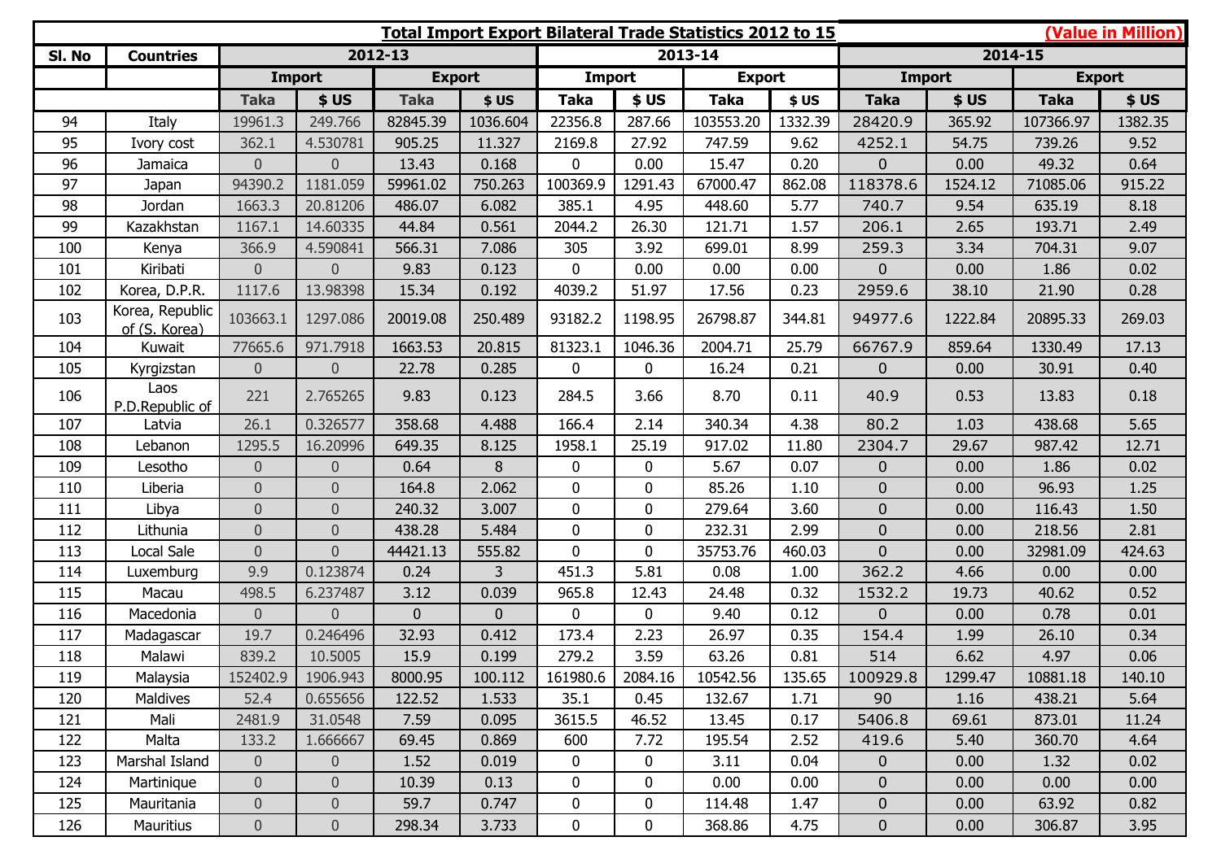| Total Import Export Bilateral Trade Statistics 2012 to 15 | | | | | | | | | | | | | (Value in Million) |
|---|---|---|---|---|---|---|---|---|---|---|---|---|---|
| Sl. No | Countries | 2012-13 | | | | 2013-14 | | | | 2014-15 | | | |
| | | Import | | Export | | Import | | Export | | Import | | Export | |
| | | Taka | $ US | Taka | $ US | Taka | $ US | Taka | $ US | Taka | $ US | Taka | $ US |
| 94 | Italy | 19961.3 | 249.766 | 82845.39 | 1036.604 | 22356.8 | 287.66 | 103553.20 | 1332.39 | 28420.9 | 365.92 | 107366.97 | 1382.35 |
| 95 | Ivory cost | 362.1 | 4.530781 | 905.25 | 11.327 | 2169.8 | 27.92 | 747.59 | 9.62 | 4252.1 | 54.75 | 739.26 | 9.52 |
| 96 | Jamaica | 0 | 0 | 13.43 | 0.168 | 0 | 0.00 | 15.47 | 0.20 | 0 | 0.00 | 49.32 | 0.64 |
| 97 | Japan | 94390.2 | 1181.059 | 59961.02 | 750.263 | 100369.9 | 1291.43 | 67000.47 | 862.08 | 118378.6 | 1524.12 | 71085.06 | 915.22 |
| 98 | Jordan | 1663.3 | 20.81206 | 486.07 | 6.082 | 385.1 | 4.95 | 448.60 | 5.77 | 740.7 | 9.54 | 635.19 | 8.18 |
| 99 | Kazakhstan | 1167.1 | 14.60335 | 44.84 | 0.561 | 2044.2 | 26.30 | 121.71 | 1.57 | 206.1 | 2.65 | 193.71 | 2.49 |
| 100 | Kenya | 366.9 | 4.590841 | 566.31 | 7.086 | 305 | 3.92 | 699.01 | 8.99 | 259.3 | 3.34 | 704.31 | 9.07 |
| 101 | Kiribati | 0 | 0 | 9.83 | 0.123 | 0 | 0.00 | 0.00 | 0.00 | 0 | 0.00 | 1.86 | 0.02 |
| 102 | Korea, D.P.R. | 1117.6 | 13.98398 | 15.34 | 0.192 | 4039.2 | 51.97 | 17.56 | 0.23 | 2959.6 | 38.10 | 21.90 | 0.28 |
| 103 | Korea, Republic of (S. Korea) | 103663.1 | 1297.086 | 20019.08 | 250.489 | 93182.2 | 1198.95 | 26798.87 | 344.81 | 94977.6 | 1222.84 | 20895.33 | 269.03 |
| 104 | Kuwait | 77665.6 | 971.7918 | 1663.53 | 20.815 | 81323.1 | 1046.36 | 2004.71 | 25.79 | 66767.9 | 859.64 | 1330.49 | 17.13 |
| 105 | Kyrgizstan | 0 | 0 | 22.78 | 0.285 | 0 | 0 | 16.24 | 0.21 | 0 | 0.00 | 30.91 | 0.40 |
| 106 | Laos P.D.Republic of | 221 | 2.765265 | 9.83 | 0.123 | 284.5 | 3.66 | 8.70 | 0.11 | 40.9 | 0.53 | 13.83 | 0.18 |
| 107 | Latvia | 26.1 | 0.326577 | 358.68 | 4.488 | 166.4 | 2.14 | 340.34 | 4.38 | 80.2 | 1.03 | 438.68 | 5.65 |
| 108 | Lebanon | 1295.5 | 16.20996 | 649.35 | 8.125 | 1958.1 | 25.19 | 917.02 | 11.80 | 2304.7 | 29.67 | 987.42 | 12.71 |
| 109 | Lesotho | 0 | 0 | 0.64 | 8 | 0 | 0 | 5.67 | 0.07 | 0 | 0.00 | 1.86 | 0.02 |
| 110 | Liberia | 0 | 0 | 164.8 | 2.062 | 0 | 0 | 85.26 | 1.10 | 0 | 0.00 | 96.93 | 1.25 |
| 111 | Libya | 0 | 0 | 240.32 | 3.007 | 0 | 0 | 279.64 | 3.60 | 0 | 0.00 | 116.43 | 1.50 |
| 112 | Lithunia | 0 | 0 | 438.28 | 5.484 | 0 | 0 | 232.31 | 2.99 | 0 | 0.00 | 218.56 | 2.81 |
| 113 | Local Sale | 0 | 0 | 44421.13 | 555.82 | 0 | 0 | 35753.76 | 460.03 | 0 | 0.00 | 32981.09 | 424.63 |
| 114 | Luxemburg | 9.9 | 0.123874 | 0.24 | 3 | 451.3 | 5.81 | 0.08 | 1.00 | 362.2 | 4.66 | 0.00 | 0.00 |
| 115 | Macau | 498.5 | 6.237487 | 3.12 | 0.039 | 965.8 | 12.43 | 24.48 | 0.32 | 1532.2 | 19.73 | 40.62 | 0.52 |
| 116 | Macedonia | 0 | 0 | 0 | 0 | 0 | 0 | 9.40 | 0.12 | 0 | 0.00 | 0.78 | 0.01 |
| 117 | Madagascar | 19.7 | 0.246496 | 32.93 | 0.412 | 173.4 | 2.23 | 26.97 | 0.35 | 154.4 | 1.99 | 26.10 | 0.34 |
| 118 | Malawi | 839.2 | 10.5005 | 15.9 | 0.199 | 279.2 | 3.59 | 63.26 | 0.81 | 514 | 6.62 | 4.97 | 0.06 |
| 119 | Malaysia | 152402.9 | 1906.943 | 8000.95 | 100.112 | 161980.6 | 2084.16 | 10542.56 | 135.65 | 100929.8 | 1299.47 | 10881.18 | 140.10 |
| 120 | Maldives | 52.4 | 0.655656 | 122.52 | 1.533 | 35.1 | 0.45 | 132.67 | 1.71 | 90 | 1.16 | 438.21 | 5.64 |
| 121 | Mali | 2481.9 | 31.0548 | 7.59 | 0.095 | 3615.5 | 46.52 | 13.45 | 0.17 | 5406.8 | 69.61 | 873.01 | 11.24 |
| 122 | Malta | 133.2 | 1.666667 | 69.45 | 0.869 | 600 | 7.72 | 195.54 | 2.52 | 419.6 | 5.40 | 360.70 | 4.64 |
| 123 | Marshal Island | 0 | 0 | 1.52 | 0.019 | 0 | 0 | 3.11 | 0.04 | 0 | 0.00 | 1.32 | 0.02 |
| 124 | Martinique | 0 | 0 | 10.39 | 0.13 | 0 | 0 | 0.00 | 0.00 | 0 | 0.00 | 0.00 | 0.00 |
| 125 | Mauritania | 0 | 0 | 59.7 | 0.747 | 0 | 0 | 114.48 | 1.47 | 0 | 0.00 | 63.92 | 0.82 |
| 126 | Mauritius | 0 | 0 | 298.34 | 3.733 | 0 | 0 | 368.86 | 4.75 | 0 | 0.00 | 306.87 | 3.95 |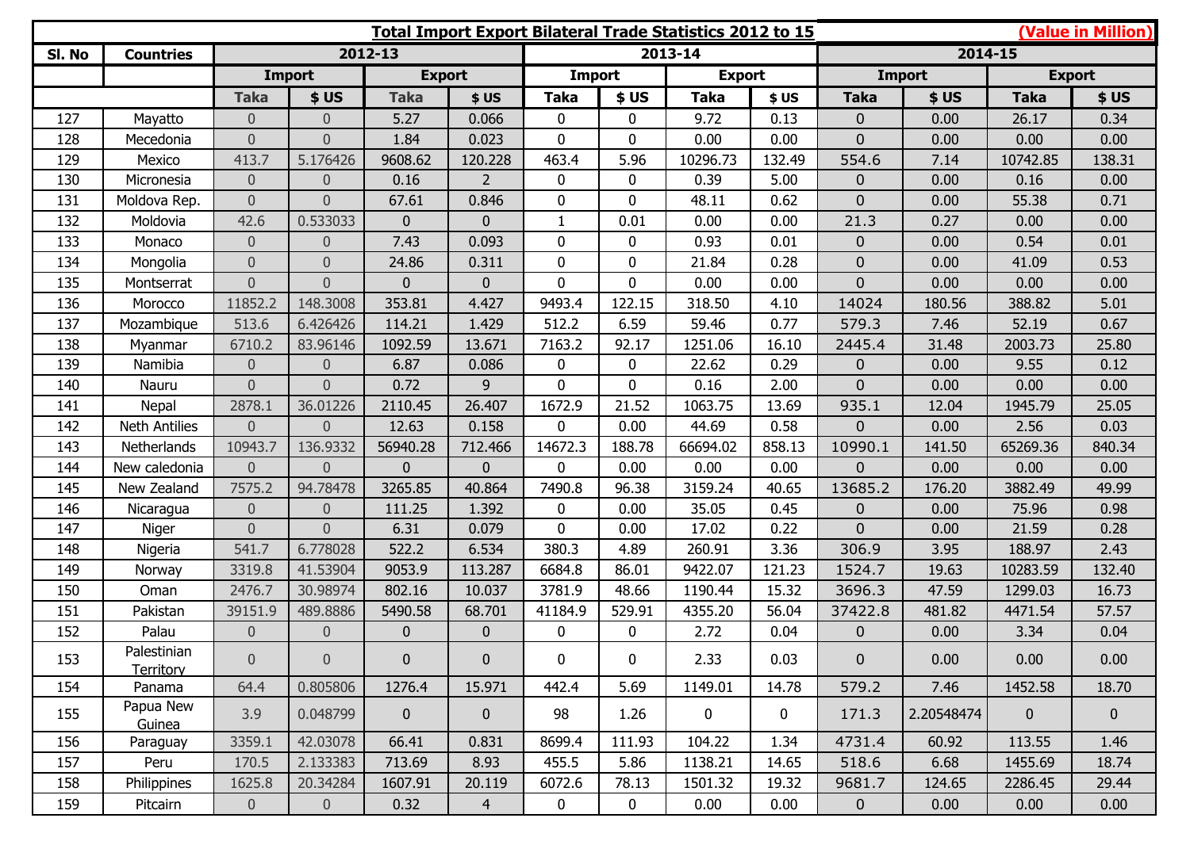| **Total Import Export Bilateral Trade Statistics 2012 to 15** | | | | | | | | | | | | | **(Value in Million)** |
|---|---|---|---|---|---|---|---|---|---|---|---|---|---|
| **Sl. No** | **Countries** | **2012-13** | | | | **2013-14** | | | | **2014-15** | | | |
| | | **Import** | | **Export** | | **Import** | | **Export** | | **Import** | | **Export** | |
| | | **Taka** | **$ US** | **Taka** | **$ US** | **Taka** | **$ US** | **Taka** | **$ US** | **Taka** | **$ US** | **Taka** | **$ US** |
| 127 | Mayatto | 0 | 0 | 5.27 | 0.066 | 0 | 0 | 9.72 | 0.13 | 0 | 0.00 | 26.17 | 0.34 |
| 128 | Mecedonia | 0 | 0 | 1.84 | 0.023 | 0 | 0 | 0.00 | 0.00 | 0 | 0.00 | 0.00 | 0.00 |
| 129 | Mexico | 413.7 | 5.176426 | 9608.62 | 120.228 | 463.4 | 5.96 | 10296.73 | 132.49 | 554.6 | 7.14 | 10742.85 | 138.31 |
| 130 | Micronesia | 0 | 0 | 0.16 | 2 | 0 | 0 | 0.39 | 5.00 | 0 | 0.00 | 0.16 | 0.00 |
| 131 | Moldova Rep. | 0 | 0 | 67.61 | 0.846 | 0 | 0 | 48.11 | 0.62 | 0 | 0.00 | 55.38 | 0.71 |
| 132 | Moldovia | 42.6 | 0.533033 | 0 | 0 | 1 | 0.01 | 0.00 | 0.00 | 21.3 | 0.27 | 0.00 | 0.00 |
| 133 | Monaco | 0 | 0 | 7.43 | 0.093 | 0 | 0 | 0.93 | 0.01 | 0 | 0.00 | 0.54 | 0.01 |
| 134 | Mongolia | 0 | 0 | 24.86 | 0.311 | 0 | 0 | 21.84 | 0.28 | 0 | 0.00 | 41.09 | 0.53 |
| 135 | Montserrat | 0 | 0 | 0 | 0 | 0 | 0 | 0.00 | 0.00 | 0 | 0.00 | 0.00 | 0.00 |
| 136 | Morocco | 11852.2 | 148.3008 | 353.81 | 4.427 | 9493.4 | 122.15 | 318.50 | 4.10 | 14024 | 180.56 | 388.82 | 5.01 |
| 137 | Mozambique | 513.6 | 6.426426 | 114.21 | 1.429 | 512.2 | 6.59 | 59.46 | 0.77 | 579.3 | 7.46 | 52.19 | 0.67 |
| 138 | Myanmar | 6710.2 | 83.96146 | 1092.59 | 13.671 | 7163.2 | 92.17 | 1251.06 | 16.10 | 2445.4 | 31.48 | 2003.73 | 25.80 |
| 139 | Namibia | 0 | 0 | 6.87 | 0.086 | 0 | 0 | 22.62 | 0.29 | 0 | 0.00 | 9.55 | 0.12 |
| 140 | Nauru | 0 | 0 | 0.72 | 9 | 0 | 0 | 0.16 | 2.00 | 0 | 0.00 | 0.00 | 0.00 |
| 141 | Nepal | 2878.1 | 36.01226 | 2110.45 | 26.407 | 1672.9 | 21.52 | 1063.75 | 13.69 | 935.1 | 12.04 | 1945.79 | 25.05 |
| 142 | Neth Antilies | 0 | 0 | 12.63 | 0.158 | 0 | 0.00 | 44.69 | 0.58 | 0 | 0.00 | 2.56 | 0.03 |
| 143 | Netherlands | 10943.7 | 136.9332 | 56940.28 | 712.466 | 14672.3 | 188.78 | 66694.02 | 858.13 | 10990.1 | 141.50 | 65269.36 | 840.34 |
| 144 | New caledonia | 0 | 0 | 0 | 0 | 0 | 0.00 | 0.00 | 0.00 | 0 | 0.00 | 0.00 | 0.00 |
| 145 | New Zealand | 7575.2 | 94.78478 | 3265.85 | 40.864 | 7490.8 | 96.38 | 3159.24 | 40.65 | 13685.2 | 176.20 | 3882.49 | 49.99 |
| 146 | Nicaragua | 0 | 0 | 111.25 | 1.392 | 0 | 0.00 | 35.05 | 0.45 | 0 | 0.00 | 75.96 | 0.98 |
| 147 | Niger | 0 | 0 | 6.31 | 0.079 | 0 | 0.00 | 17.02 | 0.22 | 0 | 0.00 | 21.59 | 0.28 |
| 148 | Nigeria | 541.7 | 6.778028 | 522.2 | 6.534 | 380.3 | 4.89 | 260.91 | 3.36 | 306.9 | 3.95 | 188.97 | 2.43 |
| 149 | Norway | 3319.8 | 41.53904 | 9053.9 | 113.287 | 6684.8 | 86.01 | 9422.07 | 121.23 | 1524.7 | 19.63 | 10283.59 | 132.40 |
| 150 | Oman | 2476.7 | 30.98974 | 802.16 | 10.037 | 3781.9 | 48.66 | 1190.44 | 15.32 | 3696.3 | 47.59 | 1299.03 | 16.73 |
| 151 | Pakistan | 39151.9 | 489.8886 | 5490.58 | 68.701 | 41184.9 | 529.91 | 4355.20 | 56.04 | 37422.8 | 481.82 | 4471.54 | 57.57 |
| 152 | Palau | 0 | 0 | 0 | 0 | 0 | 0 | 2.72 | 0.04 | 0 | 0.00 | 3.34 | 0.04 |
| 153 | Palestinian Territory | 0 | 0 | 0 | 0 | 0 | 0 | 2.33 | 0.03 | 0 | 0.00 | 0.00 | 0.00 |
| 154 | Panama | 64.4 | 0.805806 | 1276.4 | 15.971 | 442.4 | 5.69 | 1149.01 | 14.78 | 579.2 | 7.46 | 1452.58 | 18.70 |
| 155 | Papua New Guinea | 3.9 | 0.048799 | 0 | 0 | 98 | 1.26 | 0 | 0 | 171.3 | 2.20548474 | 0 | 0 |
| 156 | Paraguay | 3359.1 | 42.03078 | 66.41 | 0.831 | 8699.4 | 111.93 | 104.22 | 1.34 | 4731.4 | 60.92 | 113.55 | 1.46 |
| 157 | Peru | 170.5 | 2.133383 | 713.69 | 8.93 | 455.5 | 5.86 | 1138.21 | 14.65 | 518.6 | 6.68 | 1455.69 | 18.74 |
| 158 | Philippines | 1625.8 | 20.34284 | 1607.91 | 20.119 | 6072.6 | 78.13 | 1501.32 | 19.32 | 9681.7 | 124.65 | 2286.45 | 29.44 |
| 159 | Pitcairn | 0 | 0 | 0.32 | 4 | 0 | 0 | 0.00 | 0.00 | 0 | 0.00 | 0.00 | 0.00 |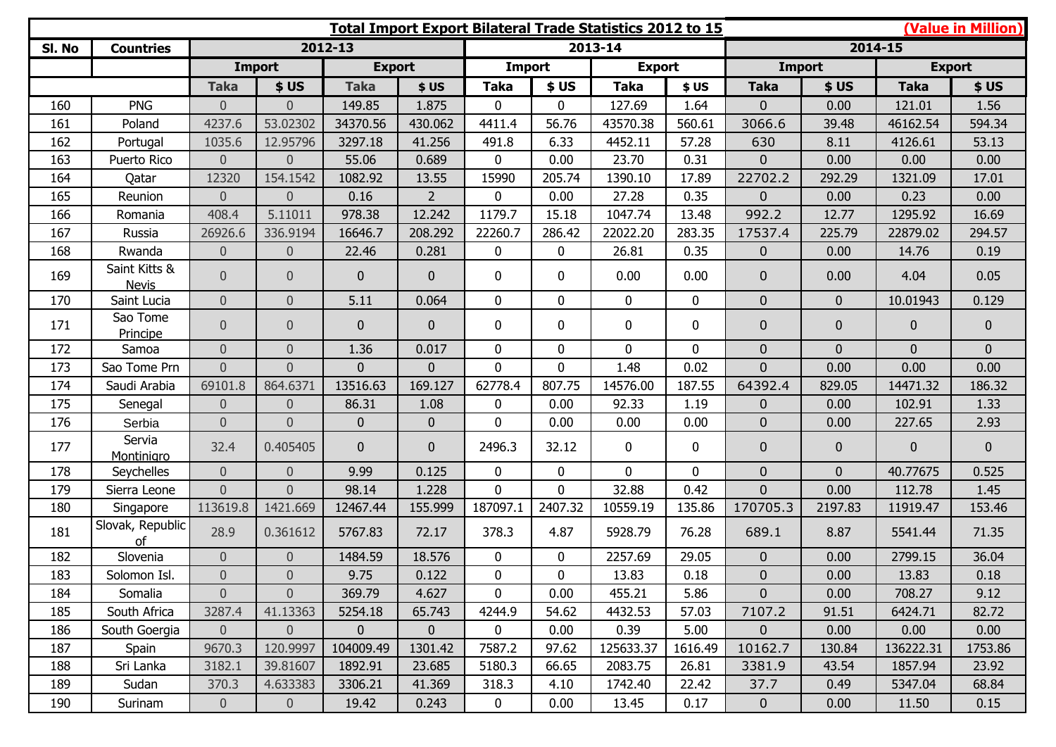| **Total Import Export Bilateral Trade Statistics 2012 to 15** | | | | | | | | | | | | | **(Value in Million)** |
|---|---|---|---|---|---|---|---|---|---|---|---|---|---|
| **Sl. No** | **Countries** | **2012-13** | | | | **2013-14** | | | | **2014-15** | | | |
| | | **Import** | | **Export** | | **Import** | | **Export** | | **Import** | | **Export** | |
| | | **Taka** | **$ US** | **Taka** | **$ US** | **Taka** | **$ US** | **Taka** | **$ US** | **Taka** | **$ US** | **Taka** | **$ US** |
| 160 | PNG | 0 | 0 | 149.85 | 1.875 | 0 | 0 | 127.69 | 1.64 | 0 | 0.00 | 121.01 | 1.56 |
| 161 | Poland | 4237.6 | 53.02302 | 34370.56 | 430.062 | 4411.4 | 56.76 | 43570.38 | 560.61 | 3066.6 | 39.48 | 46162.54 | 594.34 |
| 162 | Portugal | 1035.6 | 12.95796 | 3297.18 | 41.256 | 491.8 | 6.33 | 4452.11 | 57.28 | 630 | 8.11 | 4126.61 | 53.13 |
| 163 | Puerto Rico | 0 | 0 | 55.06 | 0.689 | 0 | 0.00 | 23.70 | 0.31 | 0 | 0.00 | 0.00 | 0.00 |
| 164 | Qatar | 12320 | 154.1542 | 1082.92 | 13.55 | 15990 | 205.74 | 1390.10 | 17.89 | 22702.2 | 292.29 | 1321.09 | 17.01 |
| 165 | Reunion | 0 | 0 | 0.16 | 2 | 0 | 0.00 | 27.28 | 0.35 | 0 | 0.00 | 0.23 | 0.00 |
| 166 | Romania | 408.4 | 5.11011 | 978.38 | 12.242 | 1179.7 | 15.18 | 1047.74 | 13.48 | 992.2 | 12.77 | 1295.92 | 16.69 |
| 167 | Russia | 26926.6 | 336.9194 | 16646.7 | 208.292 | 22260.7 | 286.42 | 22022.20 | 283.35 | 17537.4 | 225.79 | 22879.02 | 294.57 |
| 168 | Rwanda | 0 | 0 | 22.46 | 0.281 | 0 | 0 | 26.81 | 0.35 | 0 | 0.00 | 14.76 | 0.19 |
| 169 | Saint Kitts & Nevis | 0 | 0 | 0 | 0 | 0 | 0 | 0.00 | 0.00 | 0 | 0.00 | 4.04 | 0.05 |
| 170 | Saint Lucia | 0 | 0 | 5.11 | 0.064 | 0 | 0 | 0 | 0 | 0 | 0 | 10.01943 | 0.129 |
| 171 | Sao Tome Principe | 0 | 0 | 0 | 0 | 0 | 0 | 0 | 0 | 0 | 0 | 0 | 0 |
| 172 | Samoa | 0 | 0 | 1.36 | 0.017 | 0 | 0 | 0 | 0 | 0 | 0 | 0 | 0 |
| 173 | Sao Tome Prn | 0 | 0 | 0 | 0 | 0 | 0 | 1.48 | 0.02 | 0 | 0.00 | 0.00 | 0.00 |
| 174 | Saudi Arabia | 69101.8 | 864.6371 | 13516.63 | 169.127 | 62778.4 | 807.75 | 14576.00 | 187.55 | 64392.4 | 829.05 | 14471.32 | 186.32 |
| 175 | Senegal | 0 | 0 | 86.31 | 1.08 | 0 | 0.00 | 92.33 | 1.19 | 0 | 0.00 | 102.91 | 1.33 |
| 176 | Serbia | 0 | 0 | 0 | 0 | 0 | 0.00 | 0.00 | 0.00 | 0 | 0.00 | 227.65 | 2.93 |
| 177 | Servia Montinigro | 32.4 | 0.405405 | 0 | 0 | 2496.3 | 32.12 | 0 | 0 | 0 | 0 | 0 | 0 |
| 178 | Seychelles | 0 | 0 | 9.99 | 0.125 | 0 | 0 | 0 | 0 | 0 | 0 | 40.77675 | 0.525 |
| 179 | Sierra Leone | 0 | 0 | 98.14 | 1.228 | 0 | 0 | 32.88 | 0.42 | 0 | 0.00 | 112.78 | 1.45 |
| 180 | Singapore | 113619.8 | 1421.669 | 12467.44 | 155.999 | 187097.1 | 2407.32 | 10559.19 | 135.86 | 170705.3 | 2197.83 | 11919.47 | 153.46 |
| 181 | Slovak, Republic of | 28.9 | 0.361612 | 5767.83 | 72.17 | 378.3 | 4.87 | 5928.79 | 76.28 | 689.1 | 8.87 | 5541.44 | 71.35 |
| 182 | Slovenia | 0 | 0 | 1484.59 | 18.576 | 0 | 0 | 2257.69 | 29.05 | 0 | 0.00 | 2799.15 | 36.04 |
| 183 | Solomon Isl. | 0 | 0 | 9.75 | 0.122 | 0 | 0 | 13.83 | 0.18 | 0 | 0.00 | 13.83 | 0.18 |
| 184 | Somalia | 0 | 0 | 369.79 | 4.627 | 0 | 0.00 | 455.21 | 5.86 | 0 | 0.00 | 708.27 | 9.12 |
| 185 | South Africa | 3287.4 | 41.13363 | 5254.18 | 65.743 | 4244.9 | 54.62 | 4432.53 | 57.03 | 7107.2 | 91.51 | 6424.71 | 82.72 |
| 186 | South Goergia | 0 | 0 | 0 | 0 | 0 | 0.00 | 0.39 | 5.00 | 0 | 0.00 | 0.00 | 0.00 |
| 187 | Spain | 9670.3 | 120.9997 | 104009.49 | 1301.42 | 7587.2 | 97.62 | 125633.37 | 1616.49 | 10162.7 | 130.84 | 136222.31 | 1753.86 |
| 188 | Sri Lanka | 3182.1 | 39.81607 | 1892.91 | 23.685 | 5180.3 | 66.65 | 2083.75 | 26.81 | 3381.9 | 43.54 | 1857.94 | 23.92 |
| 189 | Sudan | 370.3 | 4.633383 | 3306.21 | 41.369 | 318.3 | 4.10 | 1742.40 | 22.42 | 37.7 | 0.49 | 5347.04 | 68.84 |
| 190 | Surinam | 0 | 0 | 19.42 | 0.243 | 0 | 0.00 | 13.45 | 0.17 | 0 | 0.00 | 11.50 | 0.15 |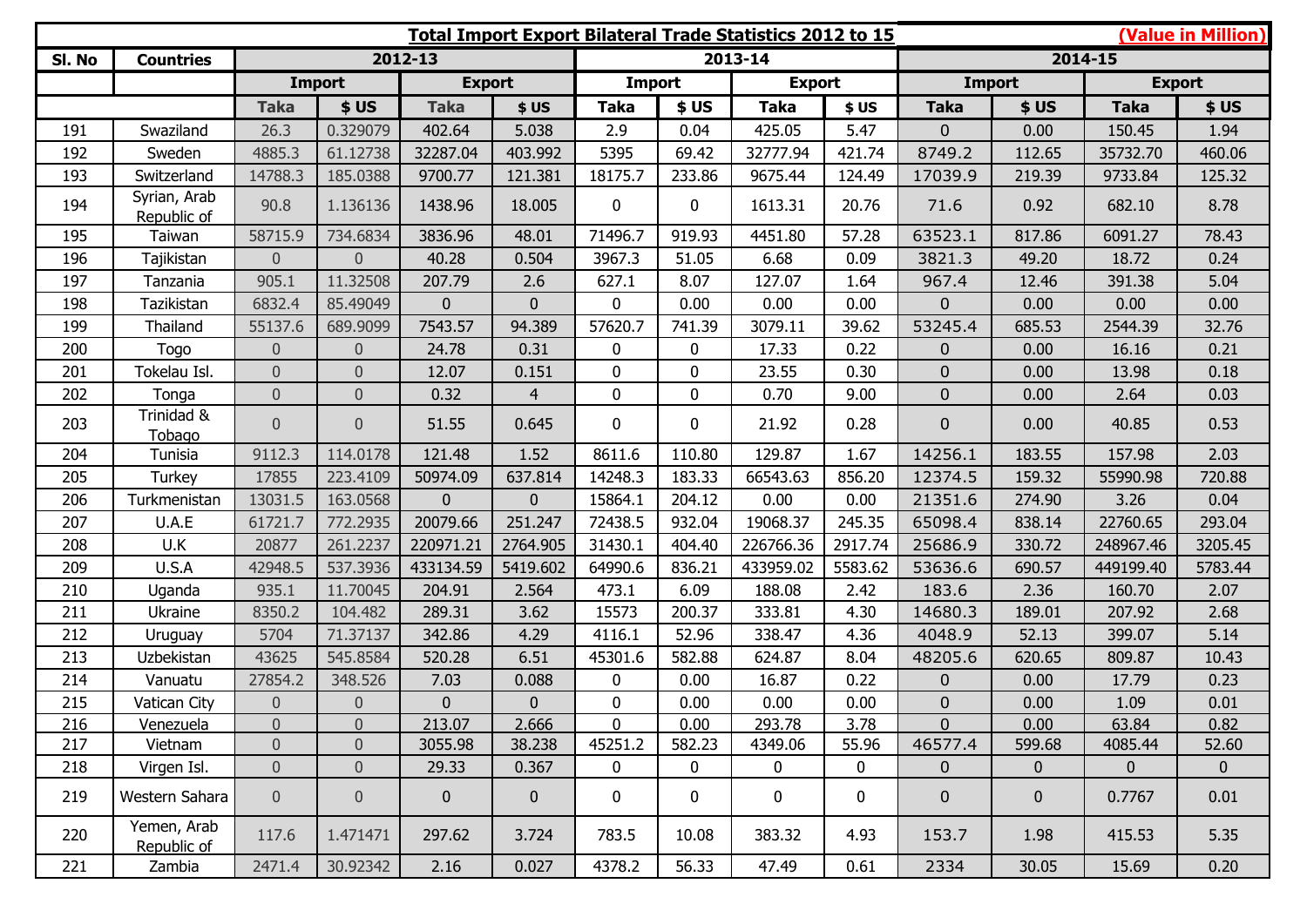| Sl. No | Countries | 2012-13 | | | | 2013-14 | | | | 2014-15 | | | |
|---|---|---|---|---|---|---|---|---|---|---|---|---|---|
| | | Import | | Export | | Import | | Export | | Import | | Export | |
| | | Taka | $ US | Taka | $ US | Taka | $ US | Taka | $ US | Taka | $ US | Taka | $ US |
| 191 | Swaziland | 26.3 | 0.329079 | 402.64 | 5.038 | 2.9 | 0.04 | 425.05 | 5.47 | 0 | 0.00 | 150.45 | 1.94 |
| 192 | Sweden | 4885.3 | 61.12738 | 32287.04 | 403.992 | 5395 | 69.42 | 32777.94 | 421.74 | 8749.2 | 112.65 | 35732.70 | 460.06 |
| 193 | Switzerland | 14788.3 | 185.0388 | 9700.77 | 121.381 | 18175.7 | 233.86 | 9675.44 | 124.49 | 17039.9 | 219.39 | 9733.84 | 125.32 |
| 194 | Syrian, Arab Republic of | 90.8 | 1.136136 | 1438.96 | 18.005 | 0 | 0 | 1613.31 | 20.76 | 71.6 | 0.92 | 682.10 | 8.78 |
| 195 | Taiwan | 58715.9 | 734.6834 | 3836.96 | 48.01 | 71496.7 | 919.93 | 4451.80 | 57.28 | 63523.1 | 817.86 | 6091.27 | 78.43 |
| 196 | Tajikistan | 0 | 0 | 40.28 | 0.504 | 3967.3 | 51.05 | 6.68 | 0.09 | 3821.3 | 49.20 | 18.72 | 0.24 |
| 197 | Tanzania | 905.1 | 11.32508 | 207.79 | 2.6 | 627.1 | 8.07 | 127.07 | 1.64 | 967.4 | 12.46 | 391.38 | 5.04 |
| 198 | Tazikistan | 6832.4 | 85.49049 | 0 | 0 | 0 | 0.00 | 0.00 | 0.00 | 0 | 0.00 | 0.00 | 0.00 |
| 199 | Thailand | 55137.6 | 689.9099 | 7543.57 | 94.389 | 57620.7 | 741.39 | 3079.11 | 39.62 | 53245.4 | 685.53 | 2544.39 | 32.76 |
| 200 | Togo | 0 | 0 | 24.78 | 0.31 | 0 | 0 | 17.33 | 0.22 | 0 | 0.00 | 16.16 | 0.21 |
| 201 | Tokelau Isl. | 0 | 0 | 12.07 | 0.151 | 0 | 0 | 23.55 | 0.30 | 0 | 0.00 | 13.98 | 0.18 |
| 202 | Tonga | 0 | 0 | 0.32 | 4 | 0 | 0 | 0.70 | 9.00 | 0 | 0.00 | 2.64 | 0.03 |
| 203 | Trinidad & Tobago | 0 | 0 | 51.55 | 0.645 | 0 | 0 | 21.92 | 0.28 | 0 | 0.00 | 40.85 | 0.53 |
| 204 | Tunisia | 9112.3 | 114.0178 | 121.48 | 1.52 | 8611.6 | 110.80 | 129.87 | 1.67 | 14256.1 | 183.55 | 157.98 | 2.03 |
| 205 | Turkey | 17855 | 223.4109 | 50974.09 | 637.814 | 14248.3 | 183.33 | 66543.63 | 856.20 | 12374.5 | 159.32 | 55990.98 | 720.88 |
| 206 | Turkmenistan | 13031.5 | 163.0568 | 0 | 0 | 15864.1 | 204.12 | 0.00 | 0.00 | 21351.6 | 274.90 | 3.26 | 0.04 |
| 207 | U.A.E | 61721.7 | 772.2935 | 20079.66 | 251.247 | 72438.5 | 932.04 | 19068.37 | 245.35 | 65098.4 | 838.14 | 22760.65 | 293.04 |
| 208 | U.K | 20877 | 261.2237 | 220971.21 | 2764.905 | 31430.1 | 404.40 | 226766.36 | 2917.74 | 25686.9 | 330.72 | 248967.46 | 3205.45 |
| 209 | U.S.A | 42948.5 | 537.3936 | 433134.59 | 5419.602 | 64990.6 | 836.21 | 433959.02 | 5583.62 | 53636.6 | 690.57 | 449199.40 | 5783.44 |
| 210 | Uganda | 935.1 | 11.70045 | 204.91 | 2.564 | 473.1 | 6.09 | 188.08 | 2.42 | 183.6 | 2.36 | 160.70 | 2.07 |
| 211 | Ukraine | 8350.2 | 104.482 | 289.31 | 3.62 | 15573 | 200.37 | 333.81 | 4.30 | 14680.3 | 189.01 | 207.92 | 2.68 |
| 212 | Uruguay | 5704 | 71.37137 | 342.86 | 4.29 | 4116.1 | 52.96 | 338.47 | 4.36 | 4048.9 | 52.13 | 399.07 | 5.14 |
| 213 | Uzbekistan | 43625 | 545.8584 | 520.28 | 6.51 | 45301.6 | 582.88 | 624.87 | 8.04 | 48205.6 | 620.65 | 809.87 | 10.43 |
| 214 | Vanuatu | 27854.2 | 348.526 | 7.03 | 0.088 | 0 | 0.00 | 16.87 | 0.22 | 0 | 0.00 | 17.79 | 0.23 |
| 215 | Vatican City | 0 | 0 | 0 | 0 | 0 | 0.00 | 0.00 | 0.00 | 0 | 0.00 | 1.09 | 0.01 |
| 216 | Venezuela | 0 | 0 | 213.07 | 2.666 | 0 | 0.00 | 293.78 | 3.78 | 0 | 0.00 | 63.84 | 0.82 |
| 217 | Vietnam | 0 | 0 | 3055.98 | 38.238 | 45251.2 | 582.23 | 4349.06 | 55.96 | 46577.4 | 599.68 | 4085.44 | 52.60 |
| 218 | Virgen Isl. | 0 | 0 | 29.33 | 0.367 | 0 | 0 | 0 | 0 | 0 | 0 | 0 | 0 |
| 219 | Western Sahara | 0 | 0 | 0 | 0 | 0 | 0 | 0 | 0 | 0 | 0 | 0.7767 | 0.01 |
| 220 | Yemen, Arab Republic of | 117.6 | 1.471471 | 297.62 | 3.724 | 783.5 | 10.08 | 383.32 | 4.93 | 153.7 | 1.98 | 415.53 | 5.35 |
| 221 | Zambia | 2471.4 | 30.92342 | 2.16 | 0.027 | 4378.2 | 56.33 | 47.49 | 0.61 | 2334 | 30.05 | 15.69 | 0.20 |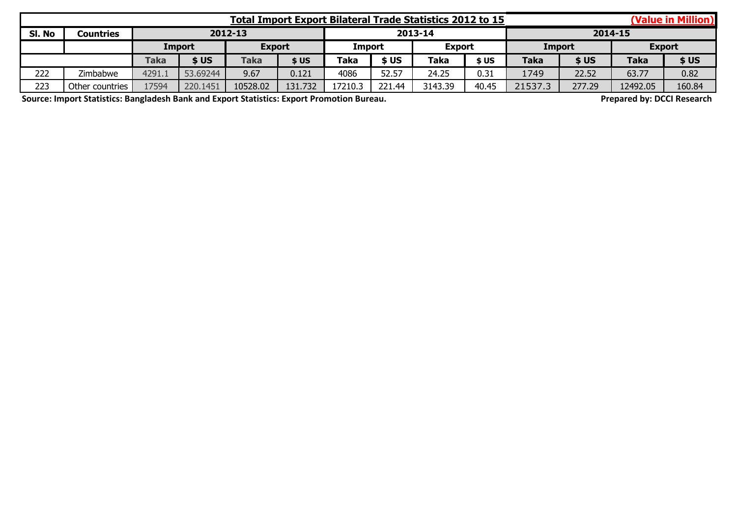| Total Import Export Bilateral Trade Statistics 2012 to 15 | | | | | | | | | | | | | (Value in Million) |
|---|---|---|---|---|---|---|---|---|---|---|---|---|---|
| Sl. No | Countries | 2012-13 | | | | 2013-14 | | | | 2014-15 | | | |
| | | Import | | Export | | Import | | Export | | Import | | Export | |
| | | Taka | $ US | Taka | $ US | Taka | $ US | Taka | $ US | Taka | $ US | Taka | $ US |
| 222 | Zimbabwe | 4291.1 | 53.69244 | 9.67 | 0.121 | 4086 | 52.57 | 24.25 | 0.31 | 1749 | 22.52 | 63.77 | 0.82 |
| 223 | Other countries | 17594 | 220.1451 | 10528.02 | 131.732 | 17210.3 | 221.44 | 3143.39 | 40.45 | 21537.3 | 277.29 | 12492.05 | 160.84 |

**Source: Import Statistics: Bangladesh Bank and Export Statistics: Export Promotion Bureau.**

**Prepared by: DCCI Research**